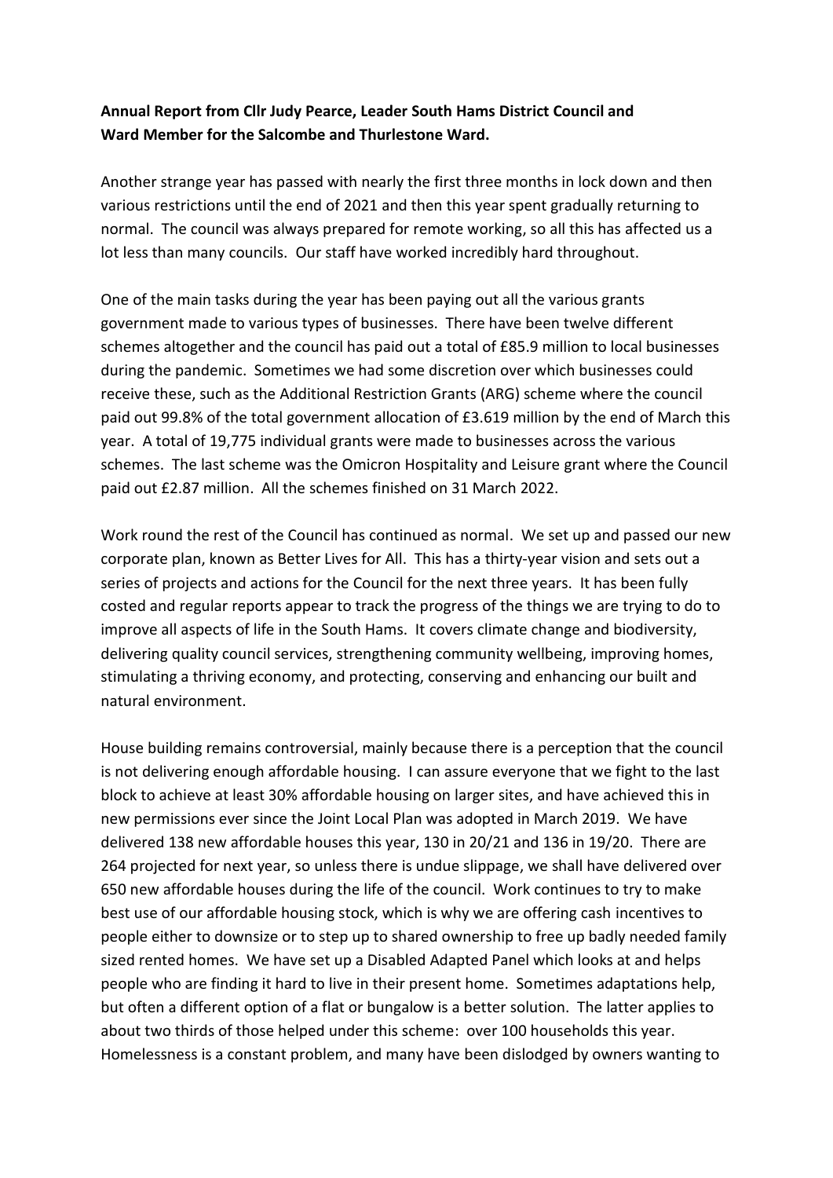**Annual Report from Cllr Judy Pearce, Leader South Hams District Council and Ward Member for the Salcombe and Thurlestone Ward.**

Another strange year has passed with nearly the first three months in lock down and then various restrictions until the end of 2021 and then this year spent gradually returning to normal. The council was always prepared for remote working, so all this has affected us a lot less than many councils. Our staff have worked incredibly hard throughout.

One of the main tasks during the year has been paying out all the various grants government made to various types of businesses. There have been twelve different schemes altogether and the council has paid out a total of £85.9 million to local businesses during the pandemic. Sometimes we had some discretion over which businesses could receive these, such as the Additional Restriction Grants (ARG) scheme where the council paid out 99.8% of the total government allocation of £3.619 million by the end of March this year. A total of 19,775 individual grants were made to businesses across the various schemes. The last scheme was the Omicron Hospitality and Leisure grant where the Council paid out £2.87 million. All the schemes finished on 31 March 2022.

Work round the rest of the Council has continued as normal. We set up and passed our new corporate plan, known as Better Lives for All. This has a thirty-year vision and sets out a series of projects and actions for the Council for the next three years. It has been fully costed and regular reports appear to track the progress of the things we are trying to do to improve all aspects of life in the South Hams. It covers climate change and biodiversity, delivering quality council services, strengthening community wellbeing, improving homes, stimulating a thriving economy, and protecting, conserving and enhancing our built and natural environment.

House building remains controversial, mainly because there is a perception that the council is not delivering enough affordable housing. I can assure everyone that we fight to the last block to achieve at least 30% affordable housing on larger sites, and have achieved this in new permissions ever since the Joint Local Plan was adopted in March 2019. We have delivered 138 new affordable houses this year, 130 in 20/21 and 136 in 19/20. There are 264 projected for next year, so unless there is undue slippage, we shall have delivered over 650 new affordable houses during the life of the council. Work continues to try to make best use of our affordable housing stock, which is why we are offering cash incentives to people either to downsize or to step up to shared ownership to free up badly needed family sized rented homes. We have set up a Disabled Adapted Panel which looks at and helps people who are finding it hard to live in their present home. Sometimes adaptations help, but often a different option of a flat or bungalow is a better solution. The latter applies to about two thirds of those helped under this scheme: over 100 households this year. Homelessness is a constant problem, and many have been dislodged by owners wanting to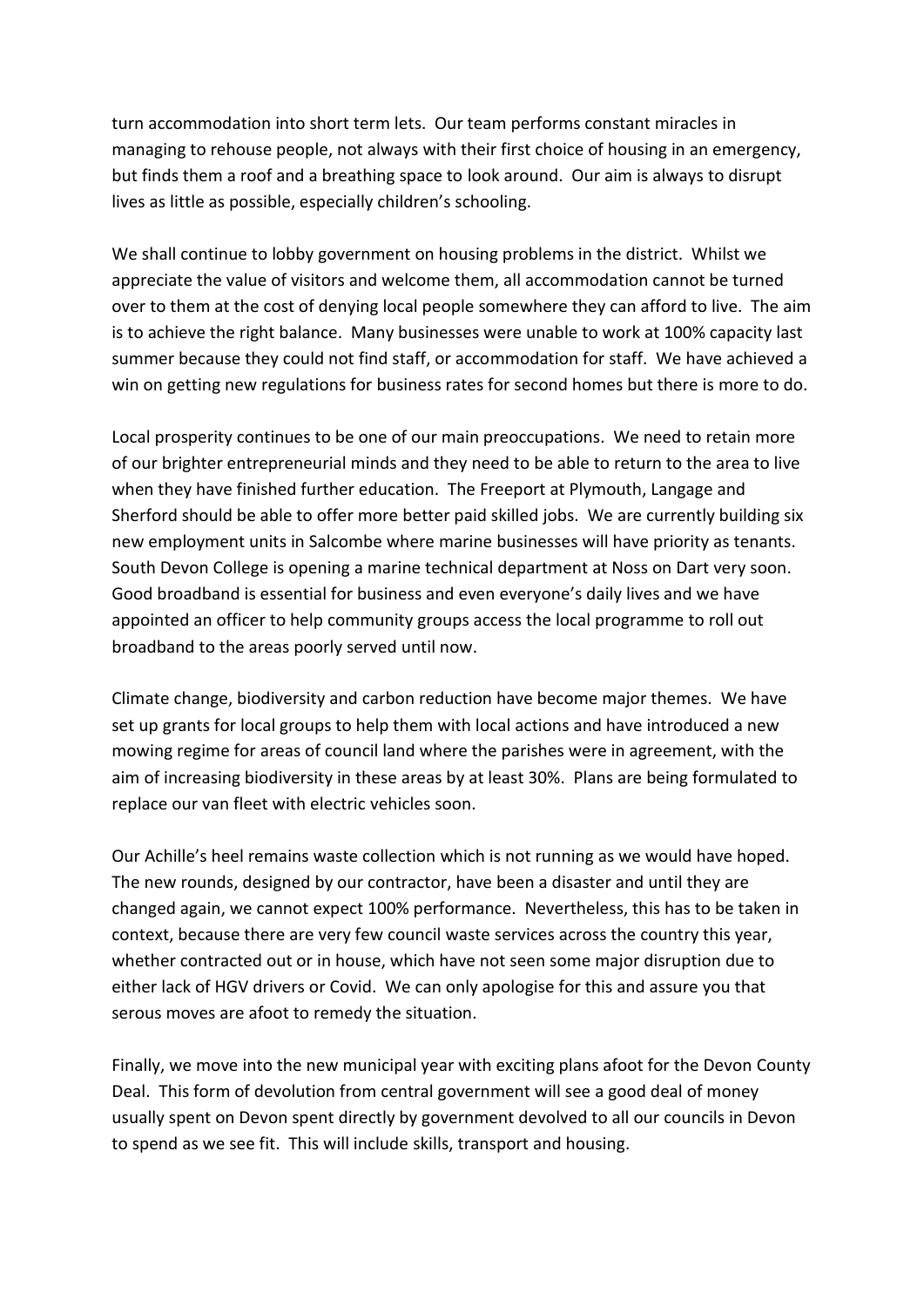turn accommodation into short term lets. Our team performs constant miracles in managing to rehouse people, not always with their first choice of housing in an emergency, but finds them a roof and a breathing space to look around. Our aim is always to disrupt lives as little as possible, especially children's schooling.

We shall continue to lobby government on housing problems in the district. Whilst we appreciate the value of visitors and welcome them, all accommodation cannot be turned over to them at the cost of denying local people somewhere they can afford to live. The aim is to achieve the right balance. Many businesses were unable to work at 100% capacity last summer because they could not find staff, or accommodation for staff. We have achieved a win on getting new regulations for business rates for second homes but there is more to do.

Local prosperity continues to be one of our main preoccupations. We need to retain more of our brighter entrepreneurial minds and they need to be able to return to the area to live when they have finished further education. The Freeport at Plymouth, Langage and Sherford should be able to offer more better paid skilled jobs. We are currently building six new employment units in Salcombe where marine businesses will have priority as tenants. South Devon College is opening a marine technical department at Noss on Dart very soon. Good broadband is essential for business and even everyone's daily lives and we have appointed an officer to help community groups access the local programme to roll out broadband to the areas poorly served until now.

Climate change, biodiversity and carbon reduction have become major themes. We have set up grants for local groups to help them with local actions and have introduced a new mowing regime for areas of council land where the parishes were in agreement, with the aim of increasing biodiversity in these areas by at least 30%. Plans are being formulated to replace our van fleet with electric vehicles soon.

Our Achille's heel remains waste collection which is not running as we would have hoped. The new rounds, designed by our contractor, have been a disaster and until they are changed again, we cannot expect 100% performance. Nevertheless, this has to be taken in context, because there are very few council waste services across the country this year, whether contracted out or in house, which have not seen some major disruption due to either lack of HGV drivers or Covid. We can only apologise for this and assure you that serous moves are afoot to remedy the situation.

Finally, we move into the new municipal year with exciting plans afoot for the Devon County Deal. This form of devolution from central government will see a good deal of money usually spent on Devon spent directly by government devolved to all our councils in Devon to spend as we see fit. This will include skills, transport and housing.